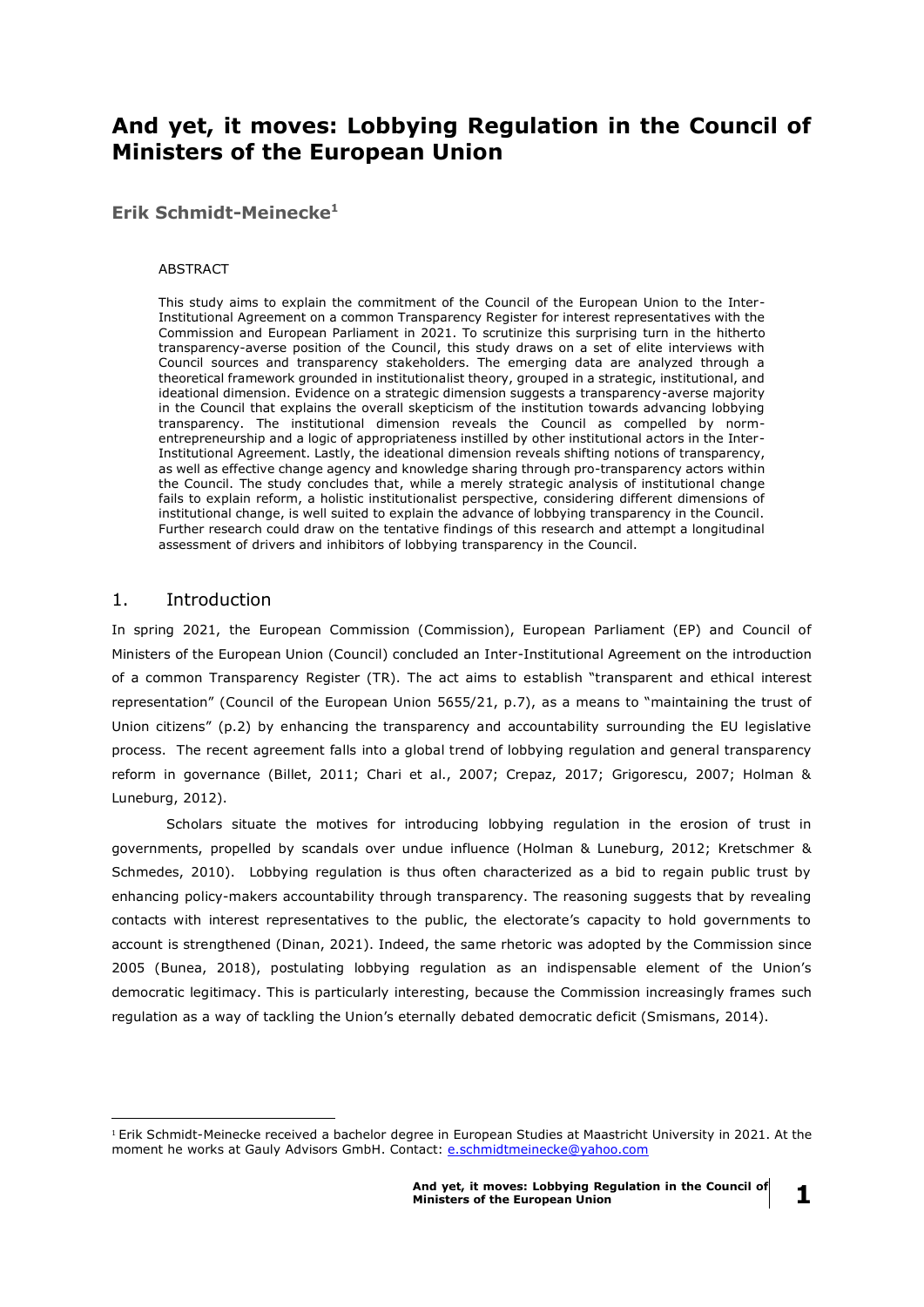# And yet, it moves: Lobbying Regulation in the Council of Ministers of the European Union

**Erik Schmidt-Meinecke**[1]

ABSTRACT

This study aims to explain the commitment of the Council of the European Union to the Inter-Institutional Agreement on a common Transparency Register for interest representatives with the Commission and European Parliament in 2021. To scrutinize this surprising turn in the hitherto transparency-averse position of the Council, this study draws on a set of elite interviews with Council sources and transparency stakeholders. The emerging data are analyzed through a theoretical framework grounded in institutionalist theory, grouped in a strategic, institutional, and ideational dimension. Evidence on a strategic dimension suggests a transparency-averse majority in the Council that explains the overall skepticism of the institution towards advancing lobbying transparency. The institutional dimension reveals the Council as compelled by norm-entrepreneurship and a logic of appropriateness instilled by other institutional actors in the Inter-Institutional Agreement. Lastly, the ideational dimension reveals shifting notions of transparency, as well as effective change agency and knowledge sharing through pro-transparency actors within the Council. The study concludes that, while a merely strategic analysis of institutional change fails to explain reform, a holistic institutionalist perspective, considering different dimensions of institutional change, is well suited to explain the advance of lobbying transparency in the Council. Further research could draw on the tentative findings of this research and attempt a longitudinal assessment of drivers and inhibitors of lobbying transparency in the Council.

## 1. Introduction

In spring 2021, the European Commission (Commission), European Parliament (EP) and Council of Ministers of the European Union (Council) concluded an Inter-Institutional Agreement on the introduction of a common Transparency Register (TR). The act aims to establish "transparent and ethical interest representation" (Council of the European Union 5655/21, p.7), as a means to "maintaining the trust of Union citizens" (p.2) by enhancing the transparency and accountability surrounding the EU legislative process. The recent agreement falls into a global trend of lobbying regulation and general transparency reform in governance (Billet, 2011; Chari et al., 2007; Crepaz, 2017; Grigorescu, 2007; Holman & Luneburg, 2012).

Scholars situate the motives for introducing lobbying regulation in the erosion of trust in governments, propelled by scandals over undue influence (Holman & Luneburg, 2012; Kretschmer & Schmedes, 2010). Lobbying regulation is thus often characterized as a bid to regain public trust by enhancing policy-makers accountability through transparency. The reasoning suggests that by revealing contacts with interest representatives to the public, the electorate's capacity to hold governments to account is strengthened (Dinan, 2021). Indeed, the same rhetoric was adopted by the Commission since 2005 (Bunea, 2018), postulating lobbying regulation as an indispensable element of the Union's democratic legitimacy. This is particularly interesting, because the Commission increasingly frames such regulation as a way of tackling the Union's eternally debated democratic deficit (Smismans, 2014).

[1] Erik Schmidt-Meinecke received a bachelor degree in European Studies at Maastricht University in 2021. At the moment he works at Gauly Advisors GmbH. Contact: e.schmidtmeinecke@yahoo.com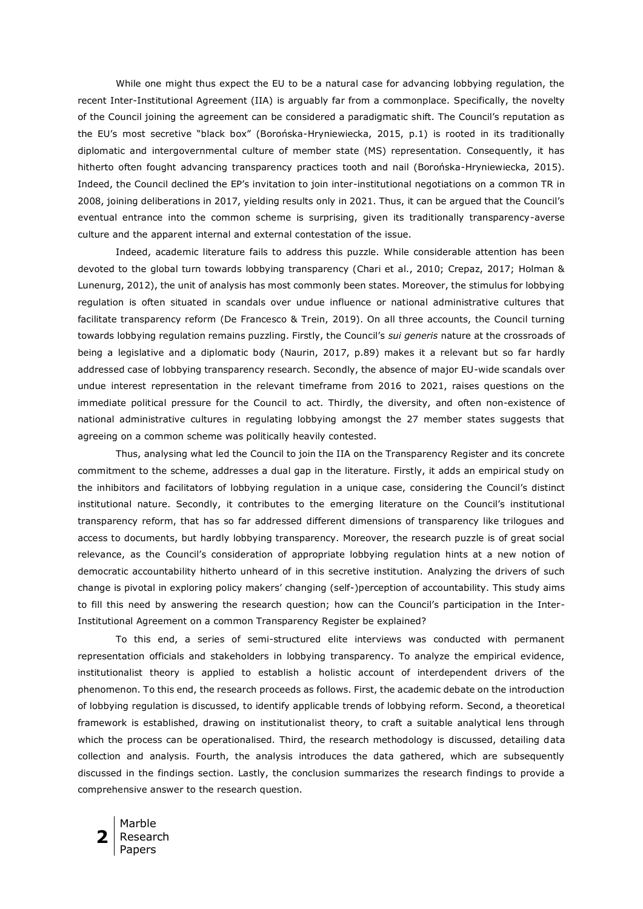While one might thus expect the EU to be a natural case for advancing lobbying regulation, the recent Inter-Institutional Agreement (IIA) is arguably far from a commonplace. Specifically, the novelty of the Council joining the agreement can be considered a paradigmatic shift. The Council's reputation as the EU's most secretive "black box" (Borońska-Hryniewiecka, 2015, p.1) is rooted in its traditionally diplomatic and intergovernmental culture of member state (MS) representation. Consequently, it has hitherto often fought advancing transparency practices tooth and nail (Borońska-Hryniewiecka, 2015). Indeed, the Council declined the EP's invitation to join inter-institutional negotiations on a common TR in 2008, joining deliberations in 2017, yielding results only in 2021. Thus, it can be argued that the Council's eventual entrance into the common scheme is surprising, given its traditionally transparency-averse culture and the apparent internal and external contestation of the issue.

Indeed, academic literature fails to address this puzzle. While considerable attention has been devoted to the global turn towards lobbying transparency (Chari et al., 2010; Crepaz, 2017; Holman & Lunenurg, 2012), the unit of analysis has most commonly been states. Moreover, the stimulus for lobbying regulation is often situated in scandals over undue influence or national administrative cultures that facilitate transparency reform (De Francesco & Trein, 2019). On all three accounts, the Council turning towards lobbying regulation remains puzzling. Firstly, the Council's *sui generis* nature at the crossroads of being a legislative and a diplomatic body (Naurin, 2017, p.89) makes it a relevant but so far hardly addressed case of lobbying transparency research. Secondly, the absence of major EU-wide scandals over undue interest representation in the relevant timeframe from 2016 to 2021, raises questions on the immediate political pressure for the Council to act. Thirdly, the diversity, and often non-existence of national administrative cultures in regulating lobbying amongst the 27 member states suggests that agreeing on a common scheme was politically heavily contested.

Thus, analysing what led the Council to join the IIA on the Transparency Register and its concrete commitment to the scheme, addresses a dual gap in the literature. Firstly, it adds an empirical study on the inhibitors and facilitators of lobbying regulation in a unique case, considering the Council's distinct institutional nature. Secondly, it contributes to the emerging literature on the Council's institutional transparency reform, that has so far addressed different dimensions of transparency like trilogues and access to documents, but hardly lobbying transparency. Moreover, the research puzzle is of great social relevance, as the Council's consideration of appropriate lobbying regulation hints at a new notion of democratic accountability hitherto unheard of in this secretive institution. Analyzing the drivers of such change is pivotal in exploring policy makers' changing (self-)perception of accountability. This study aims to fill this need by answering the research question; how can the Council's participation in the Inter-Institutional Agreement on a common Transparency Register be explained?

To this end, a series of semi-structured elite interviews was conducted with permanent representation officials and stakeholders in lobbying transparency. To analyze the empirical evidence, institutionalist theory is applied to establish a holistic account of interdependent drivers of the phenomenon. To this end, the research proceeds as follows. First, the academic debate on the introduction of lobbying regulation is discussed, to identify applicable trends of lobbying reform. Second, a theoretical framework is established, drawing on institutionalist theory, to craft a suitable analytical lens through which the process can be operationalised. Third, the research methodology is discussed, detailing data collection and analysis. Fourth, the analysis introduces the data gathered, which are subsequently discussed in the findings section. Lastly, the conclusion summarizes the research findings to provide a comprehensive answer to the research question.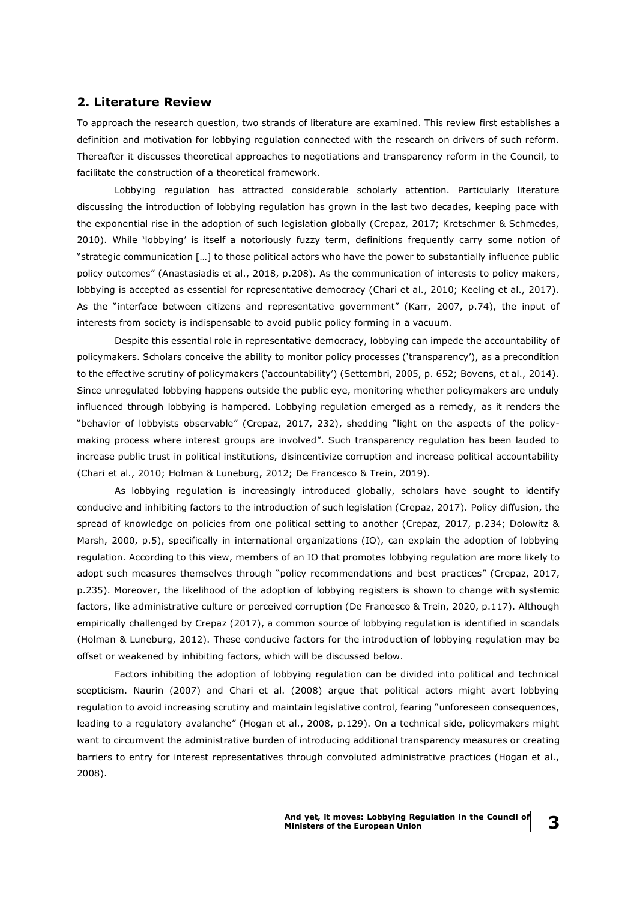## 2. Literature Review

To approach the research question, two strands of literature are examined. This review first establishes a definition and motivation for lobbying regulation connected with the research on drivers of such reform. Thereafter it discusses theoretical approaches to negotiations and transparency reform in the Council, to facilitate the construction of a theoretical framework.

Lobbying regulation has attracted considerable scholarly attention. Particularly literature discussing the introduction of lobbying regulation has grown in the last two decades, keeping pace with the exponential rise in the adoption of such legislation globally (Crepaz, 2017; Kretschmer & Schmedes, 2010). While 'lobbying' is itself a notoriously fuzzy term, definitions frequently carry some notion of "strategic communication […] to those political actors who have the power to substantially influence public policy outcomes" (Anastasiadis et al., 2018, p.208). As the communication of interests to policy makers, lobbying is accepted as essential for representative democracy (Chari et al., 2010; Keeling et al., 2017). As the "interface between citizens and representative government" (Karr, 2007, p.74), the input of interests from society is indispensable to avoid public policy forming in a vacuum.

Despite this essential role in representative democracy, lobbying can impede the accountability of policymakers. Scholars conceive the ability to monitor policy processes ('transparency'), as a precondition to the effective scrutiny of policymakers ('accountability') (Settembri, 2005, p. 652; Bovens, et al., 2014). Since unregulated lobbying happens outside the public eye, monitoring whether policymakers are unduly influenced through lobbying is hampered. Lobbying regulation emerged as a remedy, as it renders the "behavior of lobbyists observable" (Crepaz, 2017, 232), shedding "light on the aspects of the policy-making process where interest groups are involved". Such transparency regulation has been lauded to increase public trust in political institutions, disincentivize corruption and increase political accountability (Chari et al., 2010; Holman & Luneburg, 2012; De Francesco & Trein, 2019).

As lobbying regulation is increasingly introduced globally, scholars have sought to identify conducive and inhibiting factors to the introduction of such legislation (Crepaz, 2017). Policy diffusion, the spread of knowledge on policies from one political setting to another (Crepaz, 2017, p.234; Dolowitz & Marsh, 2000, p.5), specifically in international organizations (IO), can explain the adoption of lobbying regulation. According to this view, members of an IO that promotes lobbying regulation are more likely to adopt such measures themselves through "policy recommendations and best practices" (Crepaz, 2017, p.235). Moreover, the likelihood of the adoption of lobbying registers is shown to change with systemic factors, like administrative culture or perceived corruption (De Francesco & Trein, 2020, p.117). Although empirically challenged by Crepaz (2017), a common source of lobbying regulation is identified in scandals (Holman & Luneburg, 2012). These conducive factors for the introduction of lobbying regulation may be offset or weakened by inhibiting factors, which will be discussed below.

Factors inhibiting the adoption of lobbying regulation can be divided into political and technical scepticism. Naurin (2007) and Chari et al. (2008) argue that political actors might avert lobbying regulation to avoid increasing scrutiny and maintain legislative control, fearing "unforeseen consequences, leading to a regulatory avalanche" (Hogan et al., 2008, p.129). On a technical side, policymakers might want to circumvent the administrative burden of introducing additional transparency measures or creating barriers to entry for interest representatives through convoluted administrative practices (Hogan et al., 2008).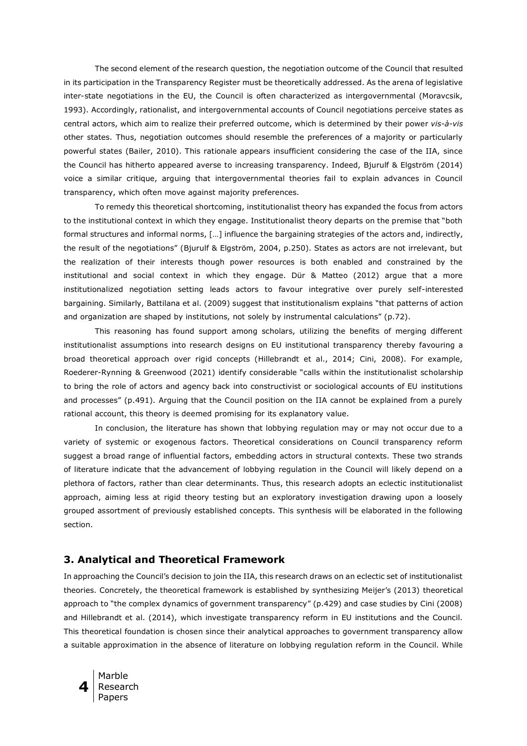The second element of the research question, the negotiation outcome of the Council that resulted in its participation in the Transparency Register must be theoretically addressed. As the arena of legislative inter-state negotiations in the EU, the Council is often characterized as intergovernmental (Moravcsik, 1993). Accordingly, rationalist, and intergovernmental accounts of Council negotiations perceive states as central actors, which aim to realize their preferred outcome, which is determined by their power *vis-à-vis* other states. Thus, negotiation outcomes should resemble the preferences of a majority or particularly powerful states (Bailer, 2010). This rationale appears insufficient considering the case of the IIA, since the Council has hitherto appeared averse to increasing transparency. Indeed, Bjurulf & Elgström (2014) voice a similar critique, arguing that intergovernmental theories fail to explain advances in Council transparency, which often move against majority preferences.

To remedy this theoretical shortcoming, institutionalist theory has expanded the focus from actors to the institutional context in which they engage. Institutionalist theory departs on the premise that "both formal structures and informal norms, […] influence the bargaining strategies of the actors and, indirectly, the result of the negotiations" (Bjurulf & Elgström, 2004, p.250). States as actors are not irrelevant, but the realization of their interests though power resources is both enabled and constrained by the institutional and social context in which they engage. Dür & Matteo (2012) argue that a more institutionalized negotiation setting leads actors to favour integrative over purely self-interested bargaining. Similarly, Battilana et al. (2009) suggest that institutionalism explains "that patterns of action and organization are shaped by institutions, not solely by instrumental calculations" (p.72).

This reasoning has found support among scholars, utilizing the benefits of merging different institutionalist assumptions into research designs on EU institutional transparency thereby favouring a broad theoretical approach over rigid concepts (Hillebrandt et al., 2014; Cini, 2008). For example, Roederer-Rynning & Greenwood (2021) identify considerable "calls within the institutionalist scholarship to bring the role of actors and agency back into constructivist or sociological accounts of EU institutions and processes" (p.491). Arguing that the Council position on the IIA cannot be explained from a purely rational account, this theory is deemed promising for its explanatory value.

In conclusion, the literature has shown that lobbying regulation may or may not occur due to a variety of systemic or exogenous factors. Theoretical considerations on Council transparency reform suggest a broad range of influential factors, embedding actors in structural contexts. These two strands of literature indicate that the advancement of lobbying regulation in the Council will likely depend on a plethora of factors, rather than clear determinants. Thus, this research adopts an eclectic institutionalist approach, aiming less at rigid theory testing but an exploratory investigation drawing upon a loosely grouped assortment of previously established concepts. This synthesis will be elaborated in the following section.

## 3. Analytical and Theoretical Framework

In approaching the Council's decision to join the IIA, this research draws on an eclectic set of institutionalist theories. Concretely, the theoretical framework is established by synthesizing Meijer's (2013) theoretical approach to "the complex dynamics of government transparency" (p.429) and case studies by Cini (2008) and Hillebrandt et al. (2014), which investigate transparency reform in EU institutions and the Council. This theoretical foundation is chosen since their analytical approaches to government transparency allow a suitable approximation in the absence of literature on lobbying regulation reform in the Council. While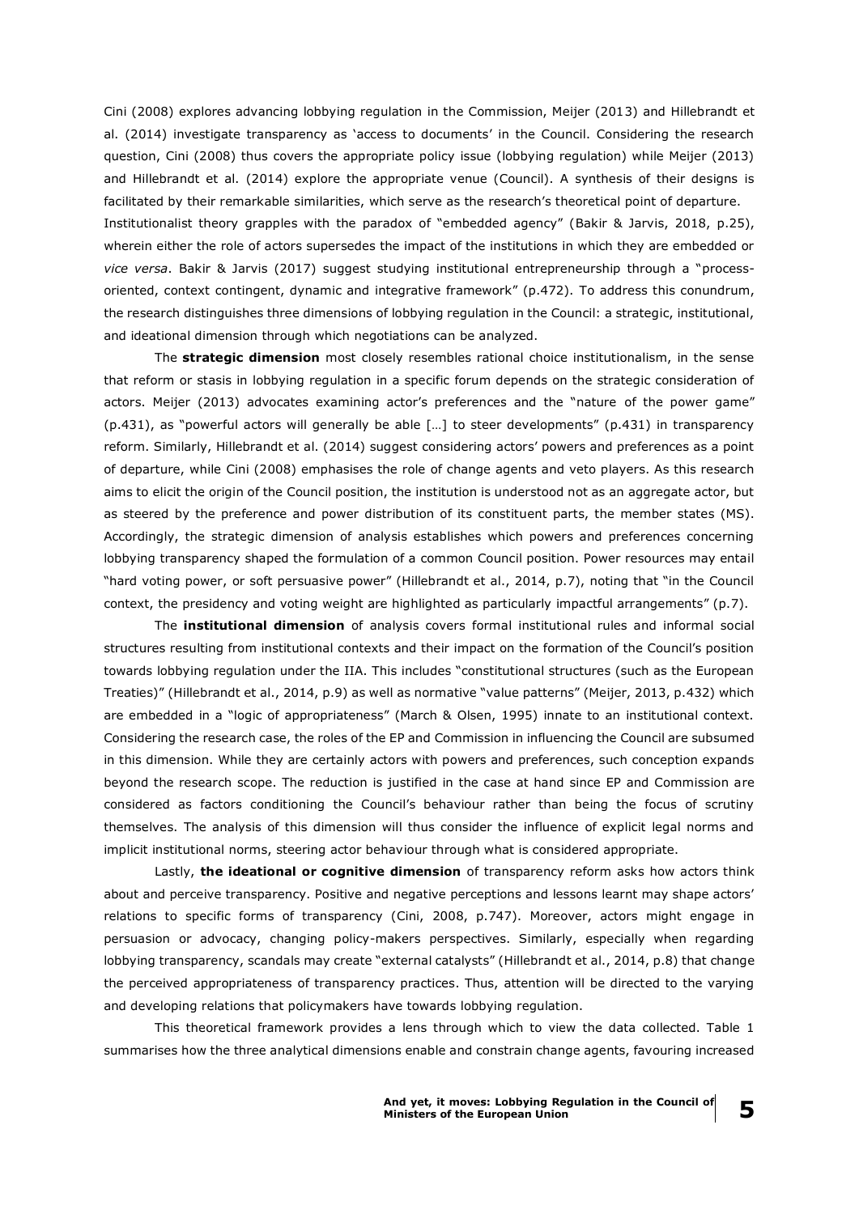Cini (2008) explores advancing lobbying regulation in the Commission, Meijer (2013) and Hillebrandt et al. (2014) investigate transparency as 'access to documents' in the Council. Considering the research question, Cini (2008) thus covers the appropriate policy issue (lobbying regulation) while Meijer (2013) and Hillebrandt et al. (2014) explore the appropriate venue (Council). A synthesis of their designs is facilitated by their remarkable similarities, which serve as the research's theoretical point of departure.

Institutionalist theory grapples with the paradox of "embedded agency" (Bakir & Jarvis, 2018, p.25), wherein either the role of actors supersedes the impact of the institutions in which they are embedded or *vice versa*. Bakir & Jarvis (2017) suggest studying institutional entrepreneurship through a "process-oriented, context contingent, dynamic and integrative framework" (p.472). To address this conundrum, the research distinguishes three dimensions of lobbying regulation in the Council: a strategic, institutional, and ideational dimension through which negotiations can be analyzed.

The **strategic dimension** most closely resembles rational choice institutionalism, in the sense that reform or stasis in lobbying regulation in a specific forum depends on the strategic consideration of actors. Meijer (2013) advocates examining actor's preferences and the "nature of the power game" (p.431), as "powerful actors will generally be able […] to steer developments" (p.431) in transparency reform. Similarly, Hillebrandt et al. (2014) suggest considering actors' powers and preferences as a point of departure, while Cini (2008) emphasises the role of change agents and veto players. As this research aims to elicit the origin of the Council position, the institution is understood not as an aggregate actor, but as steered by the preference and power distribution of its constituent parts, the member states (MS). Accordingly, the strategic dimension of analysis establishes which powers and preferences concerning lobbying transparency shaped the formulation of a common Council position. Power resources may entail "hard voting power, or soft persuasive power" (Hillebrandt et al., 2014, p.7), noting that "in the Council context, the presidency and voting weight are highlighted as particularly impactful arrangements" (p.7).

The **institutional dimension** of analysis covers formal institutional rules and informal social structures resulting from institutional contexts and their impact on the formation of the Council's position towards lobbying regulation under the IIA. This includes "constitutional structures (such as the European Treaties)" (Hillebrandt et al., 2014, p.9) as well as normative "value patterns" (Meijer, 2013, p.432) which are embedded in a "logic of appropriateness" (March & Olsen, 1995) innate to an institutional context. Considering the research case, the roles of the EP and Commission in influencing the Council are subsumed in this dimension. While they are certainly actors with powers and preferences, such conception expands beyond the research scope. The reduction is justified in the case at hand since EP and Commission are considered as factors conditioning the Council's behaviour rather than being the focus of scrutiny themselves. The analysis of this dimension will thus consider the influence of explicit legal norms and implicit institutional norms, steering actor behaviour through what is considered appropriate.

Lastly, **the ideational or cognitive dimension** of transparency reform asks how actors think about and perceive transparency. Positive and negative perceptions and lessons learnt may shape actors' relations to specific forms of transparency (Cini, 2008, p.747). Moreover, actors might engage in persuasion or advocacy, changing policy-makers perspectives. Similarly, especially when regarding lobbying transparency, scandals may create "external catalysts" (Hillebrandt et al., 2014, p.8) that change the perceived appropriateness of transparency practices. Thus, attention will be directed to the varying and developing relations that policymakers have towards lobbying regulation.

This theoretical framework provides a lens through which to view the data collected. Table 1 summarises how the three analytical dimensions enable and constrain change agents, favouring increased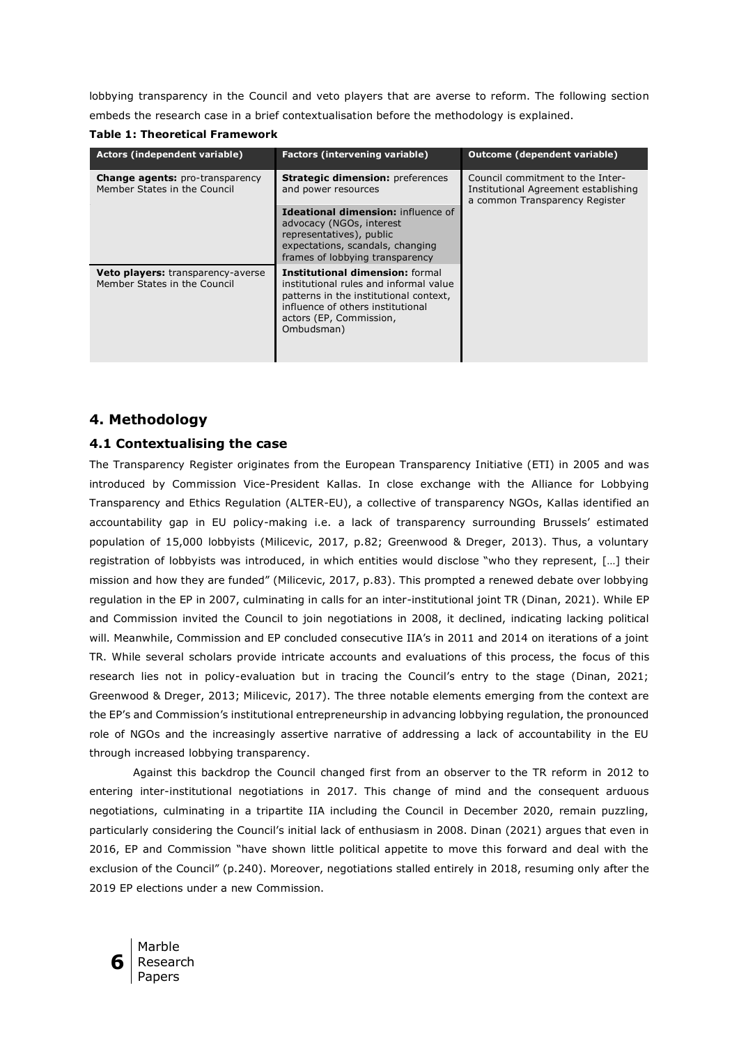lobbying transparency in the Council and veto players that are averse to reform. The following section embeds the research case in a brief contextualisation before the methodology is explained.

**Table 1: Theoretical Framework**

| Actors (independent variable) | Factors (intervening variable) | Outcome (dependent variable) |
|---|---|---|
| **Change agents:** pro-transparency Member States in the Council | **Strategic dimension:** preferences and power resources | Council commitment to the Inter-Institutional Agreement establishing a common Transparency Register |
| | **Ideational dimension:** influence of advocacy (NGOs, interest representatives), public expectations, scandals, changing frames of lobbying transparency | |
| **Veto players:** transparency-averse Member States in the Council | **Institutional dimension:** formal institutional rules and informal value patterns in the institutional context, influence of others institutional actors (EP, Commission, Ombudsman) | |

## 4. Methodology

### 4.1 Contextualising the case

The Transparency Register originates from the European Transparency Initiative (ETI) in 2005 and was introduced by Commission Vice-President Kallas. In close exchange with the Alliance for Lobbying Transparency and Ethics Regulation (ALTER-EU), a collective of transparency NGOs, Kallas identified an accountability gap in EU policy-making i.e. a lack of transparency surrounding Brussels' estimated population of 15,000 lobbyists (Milicevic, 2017, p.82; Greenwood & Dreger, 2013). Thus, a voluntary registration of lobbyists was introduced, in which entities would disclose "who they represent, […] their mission and how they are funded" (Milicevic, 2017, p.83). This prompted a renewed debate over lobbying regulation in the EP in 2007, culminating in calls for an inter-institutional joint TR (Dinan, 2021). While EP and Commission invited the Council to join negotiations in 2008, it declined, indicating lacking political will. Meanwhile, Commission and EP concluded consecutive IIA's in 2011 and 2014 on iterations of a joint TR. While several scholars provide intricate accounts and evaluations of this process, the focus of this research lies not in policy-evaluation but in tracing the Council's entry to the stage (Dinan, 2021; Greenwood & Dreger, 2013; Milicevic, 2017). The three notable elements emerging from the context are the EP's and Commission's institutional entrepreneurship in advancing lobbying regulation, the pronounced role of NGOs and the increasingly assertive narrative of addressing a lack of accountability in the EU through increased lobbying transparency.

Against this backdrop the Council changed first from an observer to the TR reform in 2012 to entering inter-institutional negotiations in 2017. This change of mind and the consequent arduous negotiations, culminating in a tripartite IIA including the Council in December 2020, remain puzzling, particularly considering the Council's initial lack of enthusiasm in 2008. Dinan (2021) argues that even in 2016, EP and Commission "have shown little political appetite to move this forward and deal with the exclusion of the Council" (p.240). Moreover, negotiations stalled entirely in 2018, resuming only after the 2019 EP elections under a new Commission.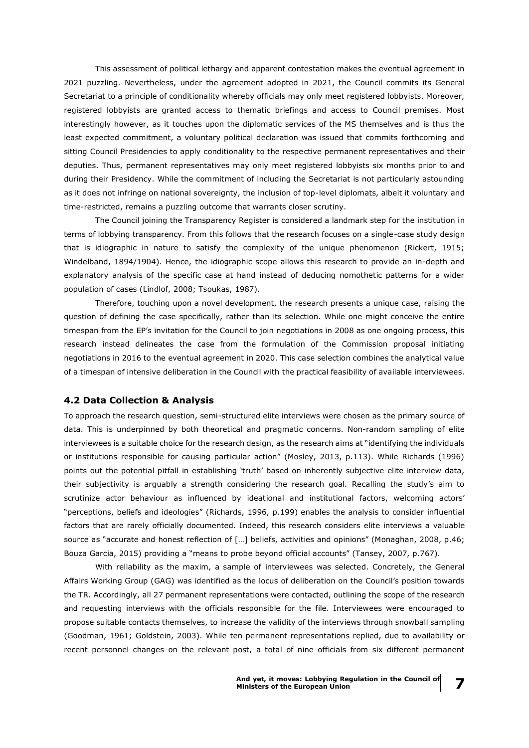This assessment of political lethargy and apparent contestation makes the eventual agreement in 2021 puzzling. Nevertheless, under the agreement adopted in 2021, the Council commits its General Secretariat to a principle of conditionality whereby officials may only meet registered lobbyists. Moreover, registered lobbyists are granted access to thematic briefings and access to Council premises. Most interestingly however, as it touches upon the diplomatic services of the MS themselves and is thus the least expected commitment, a voluntary political declaration was issued that commits forthcoming and sitting Council Presidencies to apply conditionality to the respective permanent representatives and their deputies. Thus, permanent representatives may only meet registered lobbyists six months prior to and during their Presidency. While the commitment of including the Secretariat is not particularly astounding as it does not infringe on national sovereignty, the inclusion of top-level diplomats, albeit it voluntary and time-restricted, remains a puzzling outcome that warrants closer scrutiny.

The Council joining the Transparency Register is considered a landmark step for the institution in terms of lobbying transparency. From this follows that the research focuses on a single-case study design that is idiographic in nature to satisfy the complexity of the unique phenomenon (Rickert, 1915; Windelband, 1894/1904). Hence, the idiographic scope allows this research to provide an in-depth and explanatory analysis of the specific case at hand instead of deducing nomothetic patterns for a wider population of cases (Lindlof, 2008; Tsoukas, 1987).

Therefore, touching upon a novel development, the research presents a unique case, raising the question of defining the case specifically, rather than its selection. While one might conceive the entire timespan from the EP's invitation for the Council to join negotiations in 2008 as one ongoing process, this research instead delineates the case from the formulation of the Commission proposal initiating negotiations in 2016 to the eventual agreement in 2020. This case selection combines the analytical value of a timespan of intensive deliberation in the Council with the practical feasibility of available interviewees.

### 4.2 Data Collection & Analysis

To approach the research question, semi-structured elite interviews were chosen as the primary source of data. This is underpinned by both theoretical and pragmatic concerns. Non-random sampling of elite interviewees is a suitable choice for the research design, as the research aims at "identifying the individuals or institutions responsible for causing particular action" (Mosley, 2013, p.113). While Richards (1996) points out the potential pitfall in establishing 'truth' based on inherently subjective elite interview data, their subjectivity is arguably a strength considering the research goal. Recalling the study's aim to scrutinize actor behaviour as influenced by ideational and institutional factors, welcoming actors' "perceptions, beliefs and ideologies" (Richards, 1996, p.199) enables the analysis to consider influential factors that are rarely officially documented. Indeed, this research considers elite interviews a valuable source as "accurate and honest reflection of […] beliefs, activities and opinions" (Monaghan, 2008, p.46; Bouza Garcia, 2015) providing a "means to probe beyond official accounts" (Tansey, 2007, p.767).

With reliability as the maxim, a sample of interviewees was selected. Concretely, the General Affairs Working Group (GAG) was identified as the locus of deliberation on the Council's position towards the TR. Accordingly, all 27 permanent representations were contacted, outlining the scope of the research and requesting interviews with the officials responsible for the file. Interviewees were encouraged to propose suitable contacts themselves, to increase the validity of the interviews through snowball sampling (Goodman, 1961; Goldstein, 2003). While ten permanent representations replied, due to availability or recent personnel changes on the relevant post, a total of nine officials from six different permanent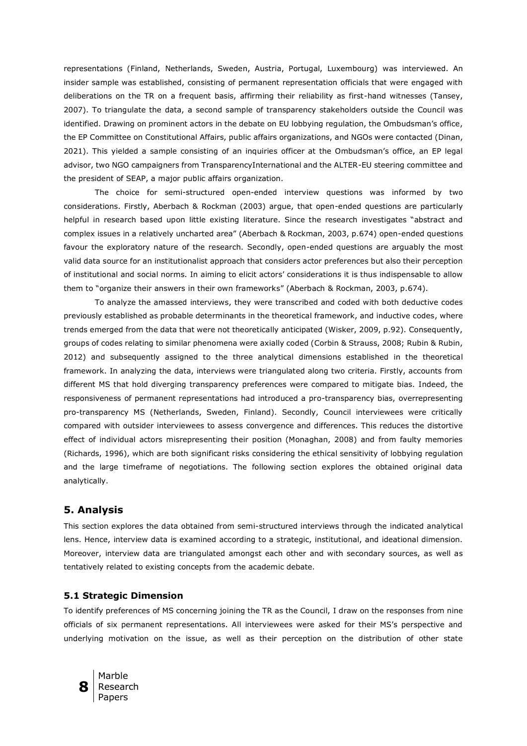representations (Finland, Netherlands, Sweden, Austria, Portugal, Luxembourg) was interviewed. An insider sample was established, consisting of permanent representation officials that were engaged with deliberations on the TR on a frequent basis, affirming their reliability as first-hand witnesses (Tansey, 2007). To triangulate the data, a second sample of transparency stakeholders outside the Council was identified. Drawing on prominent actors in the debate on EU lobbying regulation, the Ombudsman's office, the EP Committee on Constitutional Affairs, public affairs organizations, and NGOs were contacted (Dinan, 2021). This yielded a sample consisting of an inquiries officer at the Ombudsman's office, an EP legal advisor, two NGO campaigners from TransparencyInternational and the ALTER-EU steering committee and the president of SEAP, a major public affairs organization.

The choice for semi-structured open-ended interview questions was informed by two considerations. Firstly, Aberbach & Rockman (2003) argue, that open-ended questions are particularly helpful in research based upon little existing literature. Since the research investigates "abstract and complex issues in a relatively uncharted area" (Aberbach & Rockman, 2003, p.674) open-ended questions favour the exploratory nature of the research. Secondly, open-ended questions are arguably the most valid data source for an institutionalist approach that considers actor preferences but also their perception of institutional and social norms. In aiming to elicit actors' considerations it is thus indispensable to allow them to "organize their answers in their own frameworks" (Aberbach & Rockman, 2003, p.674).

To analyze the amassed interviews, they were transcribed and coded with both deductive codes previously established as probable determinants in the theoretical framework, and inductive codes, where trends emerged from the data that were not theoretically anticipated (Wisker, 2009, p.92). Consequently, groups of codes relating to similar phenomena were axially coded (Corbin & Strauss, 2008; Rubin & Rubin, 2012) and subsequently assigned to the three analytical dimensions established in the theoretical framework. In analyzing the data, interviews were triangulated along two criteria. Firstly, accounts from different MS that hold diverging transparency preferences were compared to mitigate bias. Indeed, the responsiveness of permanent representations had introduced a pro-transparency bias, overrepresenting pro-transparency MS (Netherlands, Sweden, Finland). Secondly, Council interviewees were critically compared with outsider interviewees to assess convergence and differences. This reduces the distortive effect of individual actors misrepresenting their position (Monaghan, 2008) and from faulty memories (Richards, 1996), which are both significant risks considering the ethical sensitivity of lobbying regulation and the large timeframe of negotiations. The following section explores the obtained original data analytically.

## 5. Analysis

This section explores the data obtained from semi-structured interviews through the indicated analytical lens. Hence, interview data is examined according to a strategic, institutional, and ideational dimension. Moreover, interview data are triangulated amongst each other and with secondary sources, as well as tentatively related to existing concepts from the academic debate.

### 5.1 Strategic Dimension

To identify preferences of MS concerning joining the TR as the Council, I draw on the responses from nine officials of six permanent representations. All interviewees were asked for their MS's perspective and underlying motivation on the issue, as well as their perception on the distribution of other state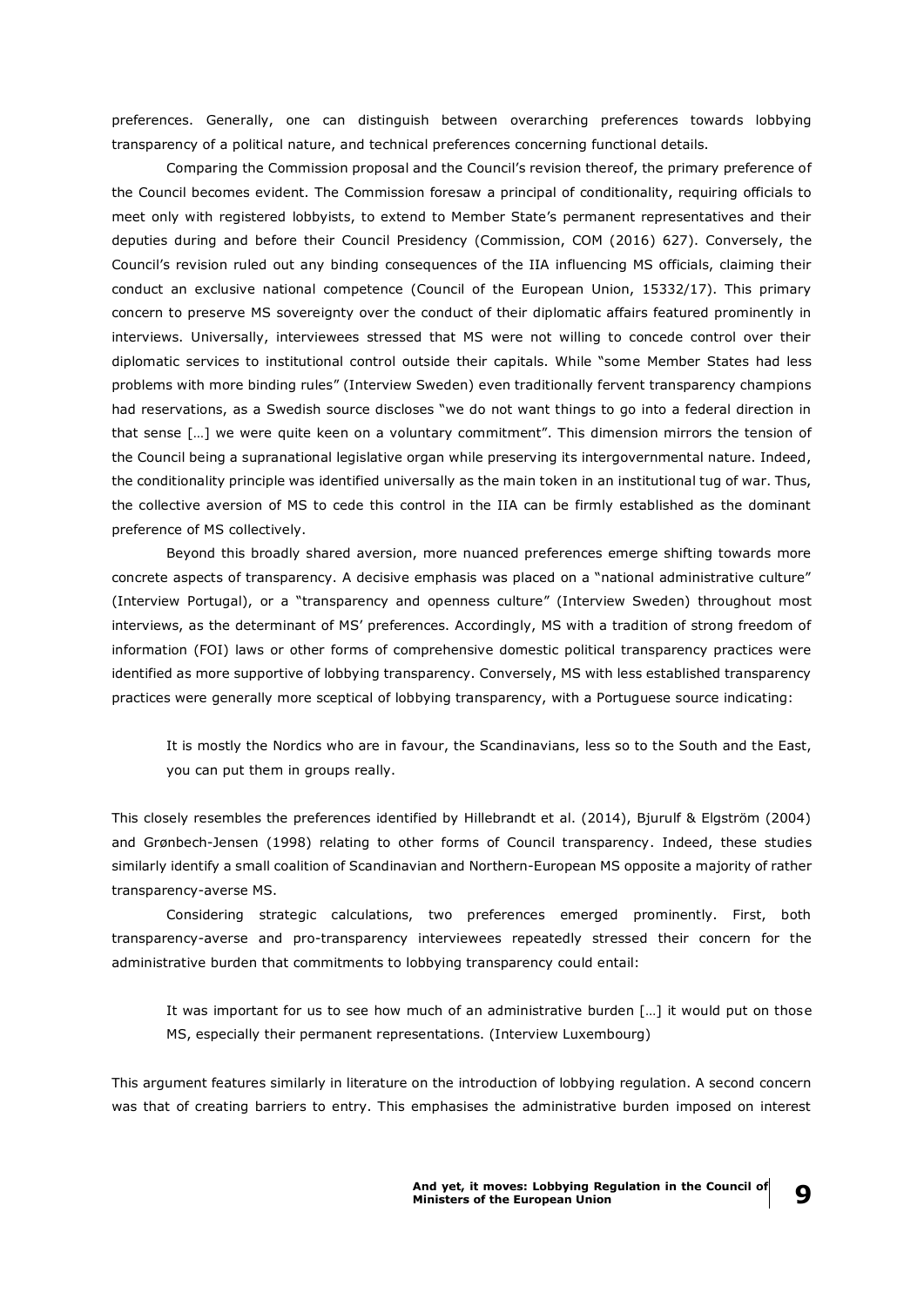preferences. Generally, one can distinguish between overarching preferences towards lobbying transparency of a political nature, and technical preferences concerning functional details.

Comparing the Commission proposal and the Council's revision thereof, the primary preference of the Council becomes evident. The Commission foresaw a principal of conditionality, requiring officials to meet only with registered lobbyists, to extend to Member State's permanent representatives and their deputies during and before their Council Presidency (Commission, COM (2016) 627). Conversely, the Council's revision ruled out any binding consequences of the IIA influencing MS officials, claiming their conduct an exclusive national competence (Council of the European Union, 15332/17). This primary concern to preserve MS sovereignty over the conduct of their diplomatic affairs featured prominently in interviews. Universally, interviewees stressed that MS were not willing to concede control over their diplomatic services to institutional control outside their capitals. While "some Member States had less problems with more binding rules" (Interview Sweden) even traditionally fervent transparency champions had reservations, as a Swedish source discloses "we do not want things to go into a federal direction in that sense […] we were quite keen on a voluntary commitment". This dimension mirrors the tension of the Council being a supranational legislative organ while preserving its intergovernmental nature. Indeed, the conditionality principle was identified universally as the main token in an institutional tug of war. Thus, the collective aversion of MS to cede this control in the IIA can be firmly established as the dominant preference of MS collectively.

Beyond this broadly shared aversion, more nuanced preferences emerge shifting towards more concrete aspects of transparency. A decisive emphasis was placed on a "national administrative culture" (Interview Portugal), or a "transparency and openness culture" (Interview Sweden) throughout most interviews, as the determinant of MS' preferences. Accordingly, MS with a tradition of strong freedom of information (FOI) laws or other forms of comprehensive domestic political transparency practices were identified as more supportive of lobbying transparency. Conversely, MS with less established transparency practices were generally more sceptical of lobbying transparency, with a Portuguese source indicating:

> It is mostly the Nordics who are in favour, the Scandinavians, less so to the South and the East, you can put them in groups really.

This closely resembles the preferences identified by Hillebrandt et al. (2014), Bjurulf & Elgström (2004) and Grønbech-Jensen (1998) relating to other forms of Council transparency. Indeed, these studies similarly identify a small coalition of Scandinavian and Northern-European MS opposite a majority of rather transparency-averse MS.

Considering strategic calculations, two preferences emerged prominently. First, both transparency-averse and pro-transparency interviewees repeatedly stressed their concern for the administrative burden that commitments to lobbying transparency could entail:

> It was important for us to see how much of an administrative burden […] it would put on those MS, especially their permanent representations. (Interview Luxembourg)

This argument features similarly in literature on the introduction of lobbying regulation. A second concern was that of creating barriers to entry. This emphasises the administrative burden imposed on interest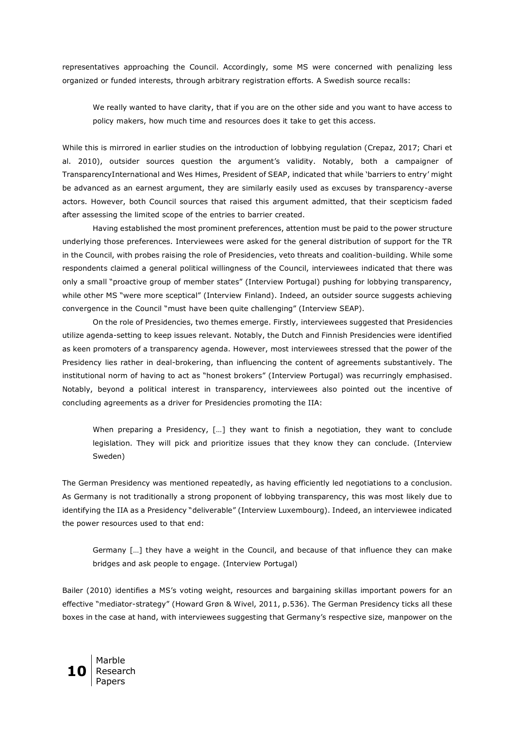representatives approaching the Council. Accordingly, some MS were concerned with penalizing less organized or funded interests, through arbitrary registration efforts. A Swedish source recalls:

> We really wanted to have clarity, that if you are on the other side and you want to have access to policy makers, how much time and resources does it take to get this access.

While this is mirrored in earlier studies on the introduction of lobbying regulation (Crepaz, 2017; Chari et al. 2010), outsider sources question the argument's validity. Notably, both a campaigner of TransparencyInternational and Wes Himes, President of SEAP, indicated that while 'barriers to entry' might be advanced as an earnest argument, they are similarly easily used as excuses by transparency-averse actors. However, both Council sources that raised this argument admitted, that their scepticism faded after assessing the limited scope of the entries to barrier created.

Having established the most prominent preferences, attention must be paid to the power structure underlying those preferences. Interviewees were asked for the general distribution of support for the TR in the Council, with probes raising the role of Presidencies, veto threats and coalition-building. While some respondents claimed a general political willingness of the Council, interviewees indicated that there was only a small "proactive group of member states" (Interview Portugal) pushing for lobbying transparency, while other MS "were more sceptical" (Interview Finland). Indeed, an outsider source suggests achieving convergence in the Council "must have been quite challenging" (Interview SEAP).

On the role of Presidencies, two themes emerge. Firstly, interviewees suggested that Presidencies utilize agenda-setting to keep issues relevant. Notably, the Dutch and Finnish Presidencies were identified as keen promoters of a transparency agenda. However, most interviewees stressed that the power of the Presidency lies rather in deal-brokering, than influencing the content of agreements substantively. The institutional norm of having to act as "honest brokers" (Interview Portugal) was recurringly emphasised. Notably, beyond a political interest in transparency, interviewees also pointed out the incentive of concluding agreements as a driver for Presidencies promoting the IIA:

> When preparing a Presidency, […] they want to finish a negotiation, they want to conclude legislation. They will pick and prioritize issues that they know they can conclude. (Interview Sweden)

The German Presidency was mentioned repeatedly, as having efficiently led negotiations to a conclusion. As Germany is not traditionally a strong proponent of lobbying transparency, this was most likely due to identifying the IIA as a Presidency "deliverable" (Interview Luxembourg). Indeed, an interviewee indicated the power resources used to that end:

> Germany […] they have a weight in the Council, and because of that influence they can make bridges and ask people to engage. (Interview Portugal)

Bailer (2010) identifies a MS's voting weight, resources and bargaining skillas important powers for an effective "mediator-strategy" (Howard Grøn & Wivel, 2011, p.536). The German Presidency ticks all these boxes in the case at hand, with interviewees suggesting that Germany's respective size, manpower on the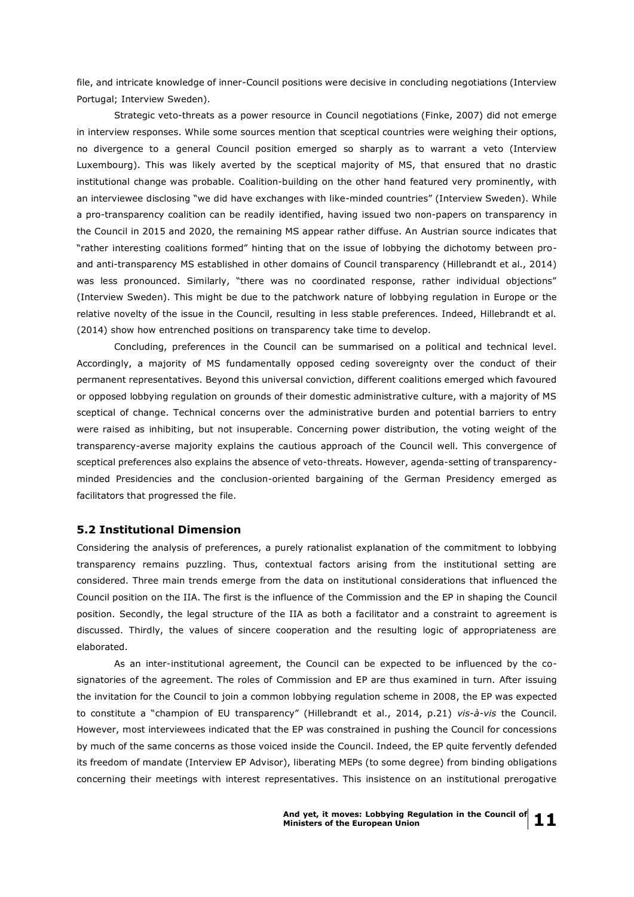file, and intricate knowledge of inner-Council positions were decisive in concluding negotiations (Interview Portugal; Interview Sweden).

Strategic veto-threats as a power resource in Council negotiations (Finke, 2007) did not emerge in interview responses. While some sources mention that sceptical countries were weighing their options, no divergence to a general Council position emerged so sharply as to warrant a veto (Interview Luxembourg). This was likely averted by the sceptical majority of MS, that ensured that no drastic institutional change was probable. Coalition-building on the other hand featured very prominently, with an interviewee disclosing "we did have exchanges with like-minded countries" (Interview Sweden). While a pro-transparency coalition can be readily identified, having issued two non-papers on transparency in the Council in 2015 and 2020, the remaining MS appear rather diffuse. An Austrian source indicates that "rather interesting coalitions formed" hinting that on the issue of lobbying the dichotomy between pro- and anti-transparency MS established in other domains of Council transparency (Hillebrandt et al., 2014) was less pronounced. Similarly, "there was no coordinated response, rather individual objections" (Interview Sweden). This might be due to the patchwork nature of lobbying regulation in Europe or the relative novelty of the issue in the Council, resulting in less stable preferences. Indeed, Hillebrandt et al. (2014) show how entrenched positions on transparency take time to develop.

Concluding, preferences in the Council can be summarised on a political and technical level. Accordingly, a majority of MS fundamentally opposed ceding sovereignty over the conduct of their permanent representatives. Beyond this universal conviction, different coalitions emerged which favoured or opposed lobbying regulation on grounds of their domestic administrative culture, with a majority of MS sceptical of change. Technical concerns over the administrative burden and potential barriers to entry were raised as inhibiting, but not insuperable. Concerning power distribution, the voting weight of the transparency-averse majority explains the cautious approach of the Council well. This convergence of sceptical preferences also explains the absence of veto-threats. However, agenda-setting of transparency-minded Presidencies and the conclusion-oriented bargaining of the German Presidency emerged as facilitators that progressed the file.

### 5.2 Institutional Dimension

Considering the analysis of preferences, a purely rationalist explanation of the commitment to lobbying transparency remains puzzling. Thus, contextual factors arising from the institutional setting are considered. Three main trends emerge from the data on institutional considerations that influenced the Council position on the IIA. The first is the influence of the Commission and the EP in shaping the Council position. Secondly, the legal structure of the IIA as both a facilitator and a constraint to agreement is discussed. Thirdly, the values of sincere cooperation and the resulting logic of appropriateness are elaborated.

As an inter-institutional agreement, the Council can be expected to be influenced by the co-signatories of the agreement. The roles of Commission and EP are thus examined in turn. After issuing the invitation for the Council to join a common lobbying regulation scheme in 2008, the EP was expected to constitute a "champion of EU transparency" (Hillebrandt et al., 2014, p.21) *vis-à-vis* the Council. However, most interviewees indicated that the EP was constrained in pushing the Council for concessions by much of the same concerns as those voiced inside the Council. Indeed, the EP quite fervently defended its freedom of mandate (Interview EP Advisor), liberating MEPs (to some degree) from binding obligations concerning their meetings with interest representatives. This insistence on an institutional prerogative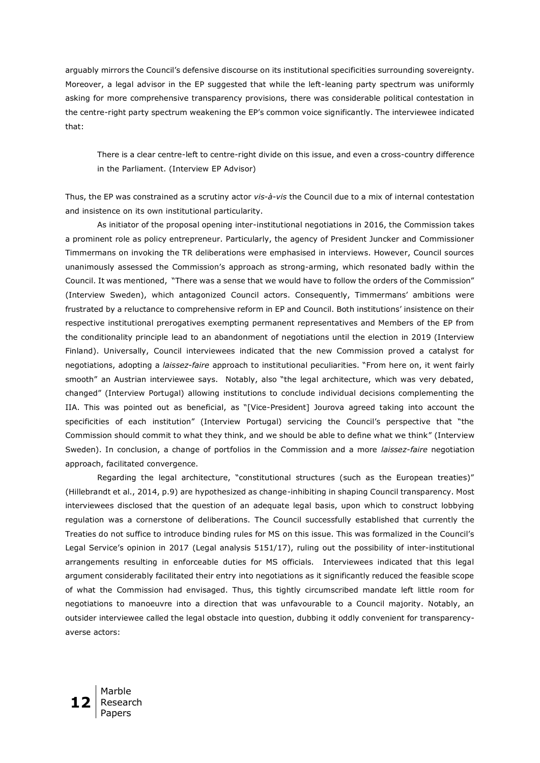arguably mirrors the Council's defensive discourse on its institutional specificities surrounding sovereignty. Moreover, a legal advisor in the EP suggested that while the left-leaning party spectrum was uniformly asking for more comprehensive transparency provisions, there was considerable political contestation in the centre-right party spectrum weakening the EP's common voice significantly. The interviewee indicated that:

> There is a clear centre-left to centre-right divide on this issue, and even a cross-country difference in the Parliament. (Interview EP Advisor)

Thus, the EP was constrained as a scrutiny actor *vis-à-vis* the Council due to a mix of internal contestation and insistence on its own institutional particularity.

As initiator of the proposal opening inter-institutional negotiations in 2016, the Commission takes a prominent role as policy entrepreneur. Particularly, the agency of President Juncker and Commissioner Timmermans on invoking the TR deliberations were emphasised in interviews. However, Council sources unanimously assessed the Commission's approach as strong-arming, which resonated badly within the Council. It was mentioned, "There was a sense that we would have to follow the orders of the Commission" (Interview Sweden), which antagonized Council actors. Consequently, Timmermans' ambitions were frustrated by a reluctance to comprehensive reform in EP and Council. Both institutions' insistence on their respective institutional prerogatives exempting permanent representatives and Members of the EP from the conditionality principle lead to an abandonment of negotiations until the election in 2019 (Interview Finland). Universally, Council interviewees indicated that the new Commission proved a catalyst for negotiations, adopting a *laissez-faire* approach to institutional peculiarities. "From here on, it went fairly smooth" an Austrian interviewee says. Notably, also "the legal architecture, which was very debated, changed" (Interview Portugal) allowing institutions to conclude individual decisions complementing the IIA. This was pointed out as beneficial, as "[Vice-President] Jourova agreed taking into account the specificities of each institution" (Interview Portugal) servicing the Council's perspective that "the Commission should commit to what they think, and we should be able to define what we think" (Interview Sweden). In conclusion, a change of portfolios in the Commission and a more *laissez-faire* negotiation approach, facilitated convergence.

Regarding the legal architecture, "constitutional structures (such as the European treaties)" (Hillebrandt et al., 2014, p.9) are hypothesized as change-inhibiting in shaping Council transparency. Most interviewees disclosed that the question of an adequate legal basis, upon which to construct lobbying regulation was a cornerstone of deliberations. The Council successfully established that currently the Treaties do not suffice to introduce binding rules for MS on this issue. This was formalized in the Council's Legal Service's opinion in 2017 (Legal analysis 5151/17), ruling out the possibility of inter-institutional arrangements resulting in enforceable duties for MS officials. Interviewees indicated that this legal argument considerably facilitated their entry into negotiations as it significantly reduced the feasible scope of what the Commission had envisaged. Thus, this tightly circumscribed mandate left little room for negotiations to manoeuvre into a direction that was unfavourable to a Council majority. Notably, an outsider interviewee called the legal obstacle into question, dubbing it oddly convenient for transparency-averse actors: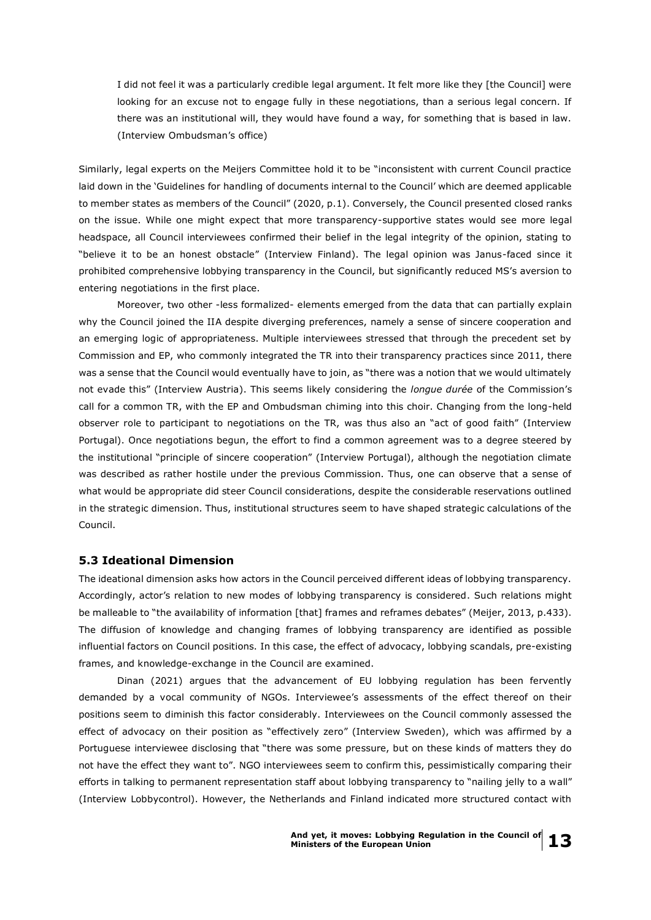> I did not feel it was a particularly credible legal argument. It felt more like they [the Council] were looking for an excuse not to engage fully in these negotiations, than a serious legal concern. If there was an institutional will, they would have found a way, for something that is based in law. (Interview Ombudsman's office)

Similarly, legal experts on the Meijers Committee hold it to be "inconsistent with current Council practice laid down in the 'Guidelines for handling of documents internal to the Council' which are deemed applicable to member states as members of the Council" (2020, p.1). Conversely, the Council presented closed ranks on the issue. While one might expect that more transparency-supportive states would see more legal headspace, all Council interviewees confirmed their belief in the legal integrity of the opinion, stating to "believe it to be an honest obstacle" (Interview Finland). The legal opinion was Janus-faced since it prohibited comprehensive lobbying transparency in the Council, but significantly reduced MS's aversion to entering negotiations in the first place.

Moreover, two other -less formalized- elements emerged from the data that can partially explain why the Council joined the IIA despite diverging preferences, namely a sense of sincere cooperation and an emerging logic of appropriateness. Multiple interviewees stressed that through the precedent set by Commission and EP, who commonly integrated the TR into their transparency practices since 2011, there was a sense that the Council would eventually have to join, as "there was a notion that we would ultimately not evade this" (Interview Austria). This seems likely considering the *longue durée* of the Commission's call for a common TR, with the EP and Ombudsman chiming into this choir. Changing from the long-held observer role to participant to negotiations on the TR, was thus also an "act of good faith" (Interview Portugal). Once negotiations begun, the effort to find a common agreement was to a degree steered by the institutional "principle of sincere cooperation" (Interview Portugal), although the negotiation climate was described as rather hostile under the previous Commission. Thus, one can observe that a sense of what would be appropriate did steer Council considerations, despite the considerable reservations outlined in the strategic dimension. Thus, institutional structures seem to have shaped strategic calculations of the Council.

### 5.3 Ideational Dimension

The ideational dimension asks how actors in the Council perceived different ideas of lobbying transparency. Accordingly, actor's relation to new modes of lobbying transparency is considered. Such relations might be malleable to "the availability of information [that] frames and reframes debates" (Meijer, 2013, p.433). The diffusion of knowledge and changing frames of lobbying transparency are identified as possible influential factors on Council positions. In this case, the effect of advocacy, lobbying scandals, pre-existing frames, and knowledge-exchange in the Council are examined.

Dinan (2021) argues that the advancement of EU lobbying regulation has been fervently demanded by a vocal community of NGOs. Interviewee's assessments of the effect thereof on their positions seem to diminish this factor considerably. Interviewees on the Council commonly assessed the effect of advocacy on their position as "effectively zero" (Interview Sweden), which was affirmed by a Portuguese interviewee disclosing that "there was some pressure, but on these kinds of matters they do not have the effect they want to". NGO interviewees seem to confirm this, pessimistically comparing their efforts in talking to permanent representation staff about lobbying transparency to "nailing jelly to a wall" (Interview Lobbycontrol). However, the Netherlands and Finland indicated more structured contact with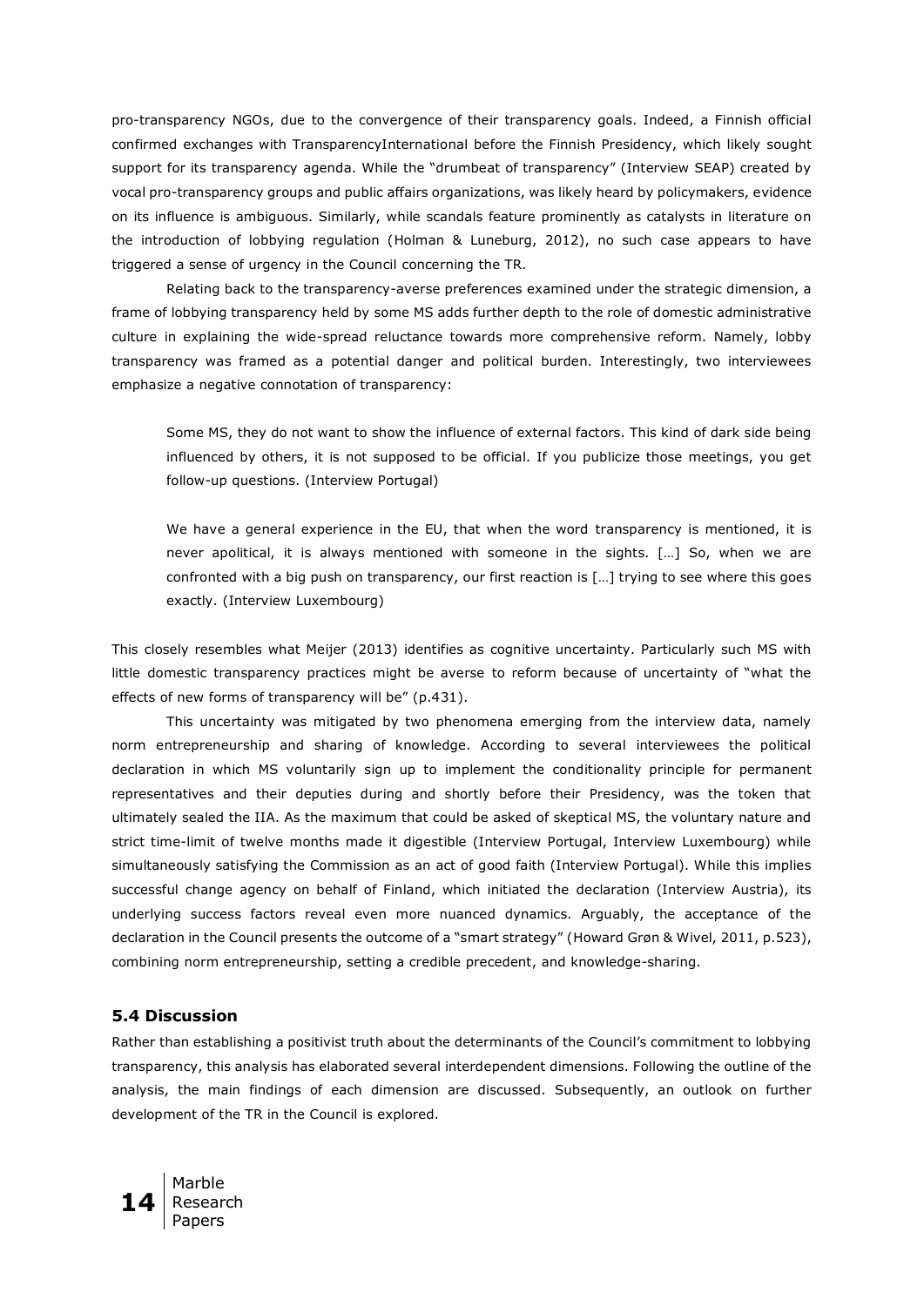pro-transparency NGOs, due to the convergence of their transparency goals. Indeed, a Finnish official confirmed exchanges with TransparencyInternational before the Finnish Presidency, which likely sought support for its transparency agenda. While the "drumbeat of transparency" (Interview SEAP) created by vocal pro-transparency groups and public affairs organizations, was likely heard by policymakers, evidence on its influence is ambiguous. Similarly, while scandals feature prominently as catalysts in literature on the introduction of lobbying regulation (Holman & Luneburg, 2012), no such case appears to have triggered a sense of urgency in the Council concerning the TR.

Relating back to the transparency-averse preferences examined under the strategic dimension, a frame of lobbying transparency held by some MS adds further depth to the role of domestic administrative culture in explaining the wide-spread reluctance towards more comprehensive reform. Namely, lobby transparency was framed as a potential danger and political burden. Interestingly, two interviewees emphasize a negative connotation of transparency:

> Some MS, they do not want to show the influence of external factors. This kind of dark side being influenced by others, it is not supposed to be official. If you publicize those meetings, you get follow-up questions. (Interview Portugal)

> We have a general experience in the EU, that when the word transparency is mentioned, it is never apolitical, it is always mentioned with someone in the sights. […] So, when we are confronted with a big push on transparency, our first reaction is […] trying to see where this goes exactly. (Interview Luxembourg)

This closely resembles what Meijer (2013) identifies as cognitive uncertainty. Particularly such MS with little domestic transparency practices might be averse to reform because of uncertainty of "what the effects of new forms of transparency will be" (p.431).

This uncertainty was mitigated by two phenomena emerging from the interview data, namely norm entrepreneurship and sharing of knowledge. According to several interviewees the political declaration in which MS voluntarily sign up to implement the conditionality principle for permanent representatives and their deputies during and shortly before their Presidency, was the token that ultimately sealed the IIA. As the maximum that could be asked of skeptical MS, the voluntary nature and strict time-limit of twelve months made it digestible (Interview Portugal, Interview Luxembourg) while simultaneously satisfying the Commission as an act of good faith (Interview Portugal). While this implies successful change agency on behalf of Finland, which initiated the declaration (Interview Austria), its underlying success factors reveal even more nuanced dynamics. Arguably, the acceptance of the declaration in the Council presents the outcome of a "smart strategy" (Howard Grøn & Wivel, 2011, p.523), combining norm entrepreneurship, setting a credible precedent, and knowledge-sharing.

### 5.4 Discussion

Rather than establishing a positivist truth about the determinants of the Council's commitment to lobbying transparency, this analysis has elaborated several interdependent dimensions. Following the outline of the analysis, the main findings of each dimension are discussed. Subsequently, an outlook on further development of the TR in the Council is explored.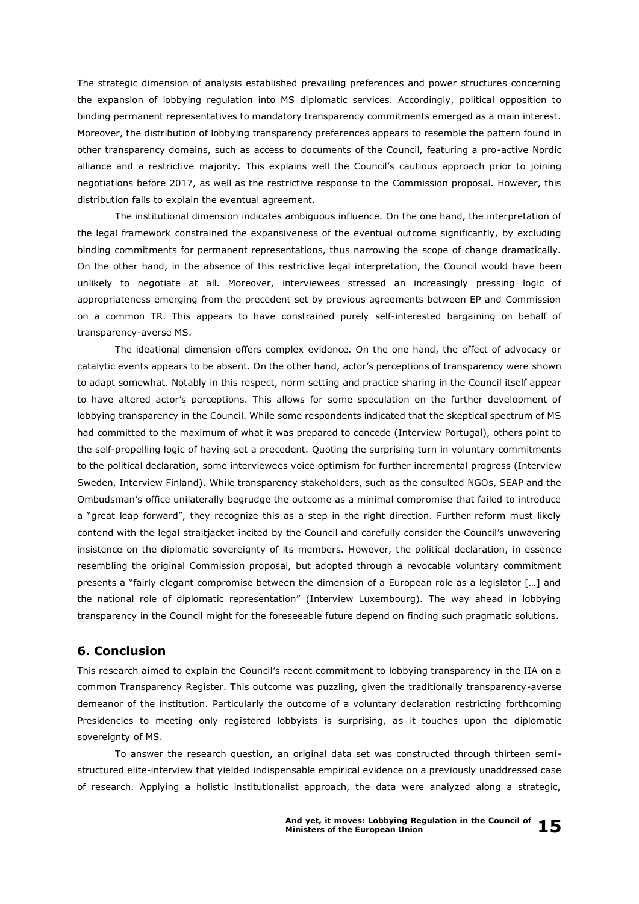The strategic dimension of analysis established prevailing preferences and power structures concerning the expansion of lobbying regulation into MS diplomatic services. Accordingly, political opposition to binding permanent representatives to mandatory transparency commitments emerged as a main interest. Moreover, the distribution of lobbying transparency preferences appears to resemble the pattern found in other transparency domains, such as access to documents of the Council, featuring a pro-active Nordic alliance and a restrictive majority. This explains well the Council's cautious approach prior to joining negotiations before 2017, as well as the restrictive response to the Commission proposal. However, this distribution fails to explain the eventual agreement.

The institutional dimension indicates ambiguous influence. On the one hand, the interpretation of the legal framework constrained the expansiveness of the eventual outcome significantly, by excluding binding commitments for permanent representations, thus narrowing the scope of change dramatically. On the other hand, in the absence of this restrictive legal interpretation, the Council would have been unlikely to negotiate at all. Moreover, interviewees stressed an increasingly pressing logic of appropriateness emerging from the precedent set by previous agreements between EP and Commission on a common TR. This appears to have constrained purely self-interested bargaining on behalf of transparency-averse MS.

The ideational dimension offers complex evidence. On the one hand, the effect of advocacy or catalytic events appears to be absent. On the other hand, actor's perceptions of transparency were shown to adapt somewhat. Notably in this respect, norm setting and practice sharing in the Council itself appear to have altered actor's perceptions. This allows for some speculation on the further development of lobbying transparency in the Council. While some respondents indicated that the skeptical spectrum of MS had committed to the maximum of what it was prepared to concede (Interview Portugal), others point to the self-propelling logic of having set a precedent. Quoting the surprising turn in voluntary commitments to the political declaration, some interviewees voice optimism for further incremental progress (Interview Sweden, Interview Finland). While transparency stakeholders, such as the consulted NGOs, SEAP and the Ombudsman's office unilaterally begrudge the outcome as a minimal compromise that failed to introduce a "great leap forward", they recognize this as a step in the right direction. Further reform must likely contend with the legal straitjacket incited by the Council and carefully consider the Council's unwavering insistence on the diplomatic sovereignty of its members. However, the political declaration, in essence resembling the original Commission proposal, but adopted through a revocable voluntary commitment presents a "fairly elegant compromise between the dimension of a European role as a legislator […] and the national role of diplomatic representation" (Interview Luxembourg). The way ahead in lobbying transparency in the Council might for the foreseeable future depend on finding such pragmatic solutions.

## 6. Conclusion

This research aimed to explain the Council's recent commitment to lobbying transparency in the IIA on a common Transparency Register. This outcome was puzzling, given the traditionally transparency-averse demeanor of the institution. Particularly the outcome of a voluntary declaration restricting forthcoming Presidencies to meeting only registered lobbyists is surprising, as it touches upon the diplomatic sovereignty of MS.

To answer the research question, an original data set was constructed through thirteen semi-structured elite-interview that yielded indispensable empirical evidence on a previously unaddressed case of research. Applying a holistic institutionalist approach, the data were analyzed along a strategic,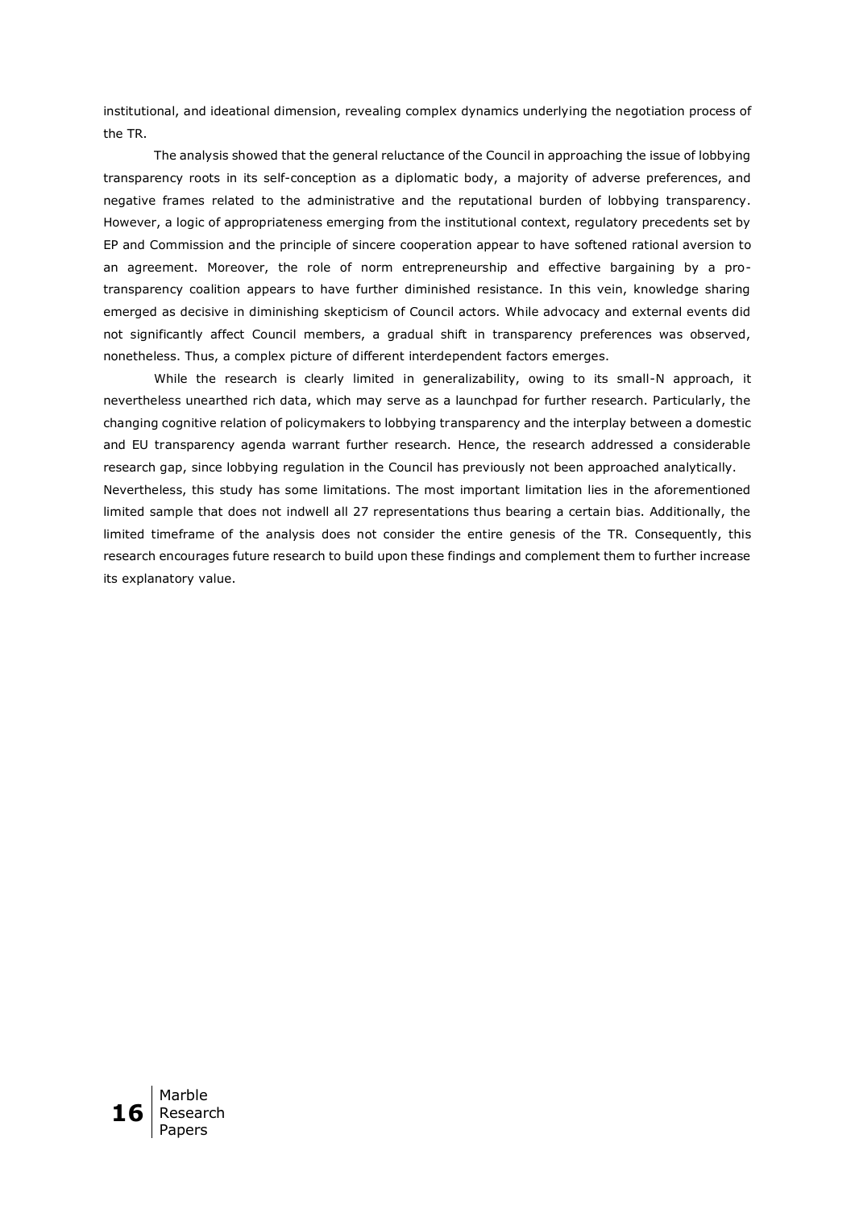institutional, and ideational dimension, revealing complex dynamics underlying the negotiation process of the TR.

The analysis showed that the general reluctance of the Council in approaching the issue of lobbying transparency roots in its self-conception as a diplomatic body, a majority of adverse preferences, and negative frames related to the administrative and the reputational burden of lobbying transparency. However, a logic of appropriateness emerging from the institutional context, regulatory precedents set by EP and Commission and the principle of sincere cooperation appear to have softened rational aversion to an agreement. Moreover, the role of norm entrepreneurship and effective bargaining by a pro-transparency coalition appears to have further diminished resistance. In this vein, knowledge sharing emerged as decisive in diminishing skepticism of Council actors. While advocacy and external events did not significantly affect Council members, a gradual shift in transparency preferences was observed, nonetheless. Thus, a complex picture of different interdependent factors emerges.

While the research is clearly limited in generalizability, owing to its small-N approach, it nevertheless unearthed rich data, which may serve as a launchpad for further research. Particularly, the changing cognitive relation of policymakers to lobbying transparency and the interplay between a domestic and EU transparency agenda warrant further research. Hence, the research addressed a considerable research gap, since lobbying regulation in the Council has previously not been approached analytically.

Nevertheless, this study has some limitations. The most important limitation lies in the aforementioned limited sample that does not indwell all 27 representations thus bearing a certain bias. Additionally, the limited timeframe of the analysis does not consider the entire genesis of the TR. Consequently, this research encourages future research to build upon these findings and complement them to further increase its explanatory value.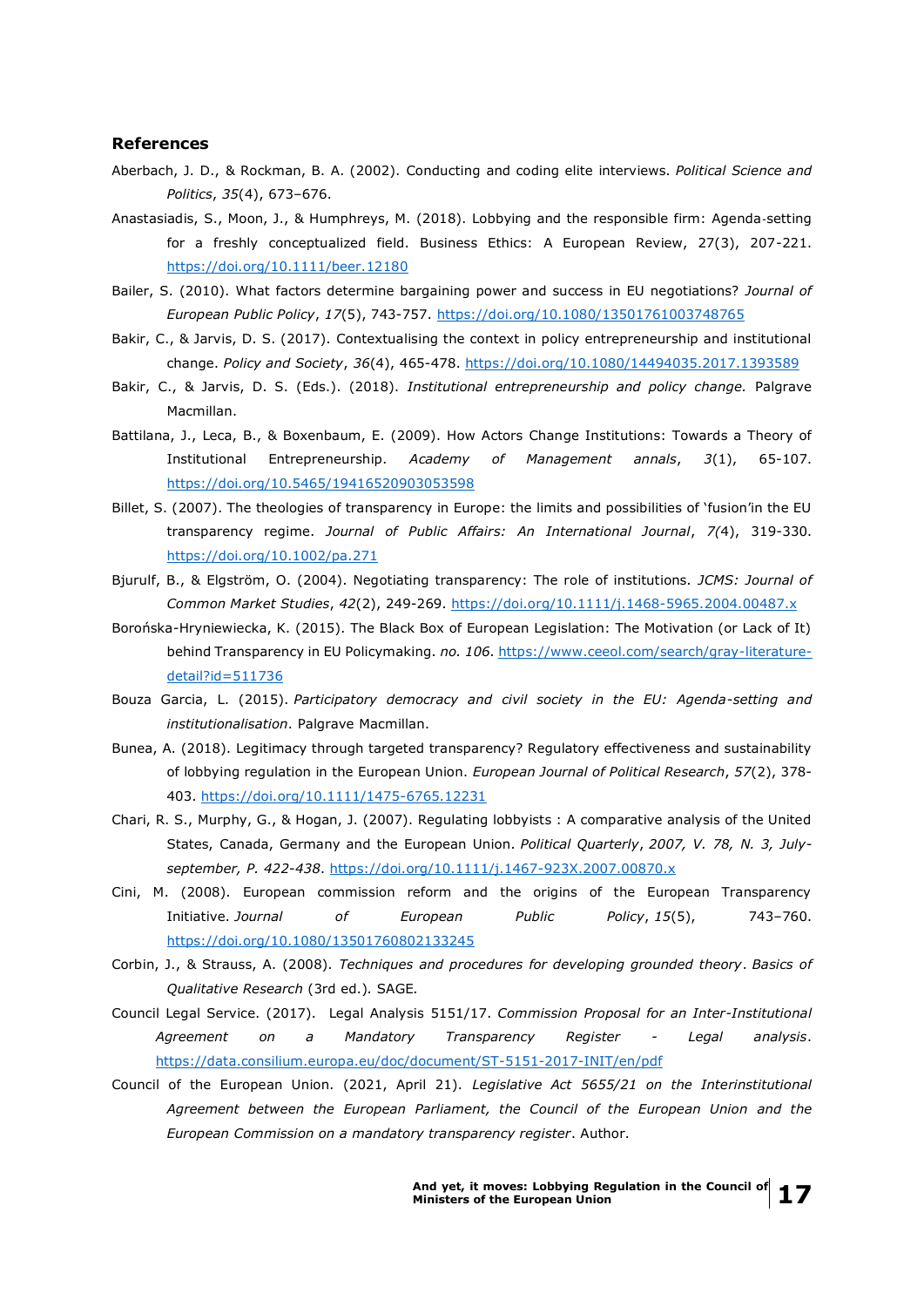## References

Aberbach, J. D., & Rockman, B. A. (2002). Conducting and coding elite interviews. *Political Science and Politics*, *35*(4), 673–676.

Anastasiadis, S., Moon, J., & Humphreys, M. (2018). Lobbying and the responsible firm: Agenda-setting for a freshly conceptualized field. Business Ethics: A European Review, 27(3), 207-221. https://doi.org/10.1111/beer.12180

Bailer, S. (2010). What factors determine bargaining power and success in EU negotiations? *Journal of European Public Policy*, *17*(5), 743-757. https://doi.org/10.1080/13501761003748765

Bakir, C., & Jarvis, D. S. (2017). Contextualising the context in policy entrepreneurship and institutional change. *Policy and Society*, *36*(4), 465-478. https://doi.org/10.1080/14494035.2017.1393589

Bakir, C., & Jarvis, D. S. (Eds.). (2018). *Institutional entrepreneurship and policy change.* Palgrave Macmillan.

Battilana, J., Leca, B., & Boxenbaum, E. (2009). How Actors Change Institutions: Towards a Theory of Institutional Entrepreneurship. *Academy of Management annals*, *3*(1), 65-107. https://doi.org/10.5465/19416520903053598

Billet, S. (2007). The theologies of transparency in Europe: the limits and possibilities of 'fusion'in the EU transparency regime. *Journal of Public Affairs: An International Journal*, *7(*4), 319-330. https://doi.org/10.1002/pa.271

Bjurulf, B., & Elgström, O. (2004). Negotiating transparency: The role of institutions. *JCMS: Journal of Common Market Studies*, *42*(2), 249-269. https://doi.org/10.1111/j.1468-5965.2004.00487.x

Borońska-Hryniewiecka, K. (2015). The Black Box of European Legislation: The Motivation (or Lack of It) behind Transparency in EU Policymaking. *no. 106*. https://www.ceeol.com/search/gray-literature-detail?id=511736

Bouza Garcia, L. (2015). *Participatory democracy and civil society in the EU: Agenda-setting and institutionalisation*. Palgrave Macmillan.

Bunea, A. (2018). Legitimacy through targeted transparency? Regulatory effectiveness and sustainability of lobbying regulation in the European Union. *European Journal of Political Research*, *57*(2), 378-403. https://doi.org/10.1111/1475-6765.12231

Chari, R. S., Murphy, G., & Hogan, J. (2007). Regulating lobbyists : A comparative analysis of the United States, Canada, Germany and the European Union. *Political Quarterly*, *2007, V. 78, N. 3, July-september, P. 422-438*. https://doi.org/10.1111/j.1467-923X.2007.00870.x

Cini, M. (2008). European commission reform and the origins of the European Transparency Initiative. *Journal of European Public Policy*, *15*(5), 743–760. https://doi.org/10.1080/13501760802133245

Corbin, J., & Strauss, A. (2008). *Techniques and procedures for developing grounded theory*. *Basics of Qualitative Research* (3rd ed.). SAGE.

Council Legal Service. (2017). Legal Analysis 5151/17. *Commission Proposal for an Inter-Institutional Agreement on a Mandatory Transparency Register - Legal analysis*. https://data.consilium.europa.eu/doc/document/ST-5151-2017-INIT/en/pdf

Council of the European Union. (2021, April 21). *Legislative Act 5655/21 on the Interinstitutional Agreement between the European Parliament, the Council of the European Union and the European Commission on a mandatory transparency register*. Author.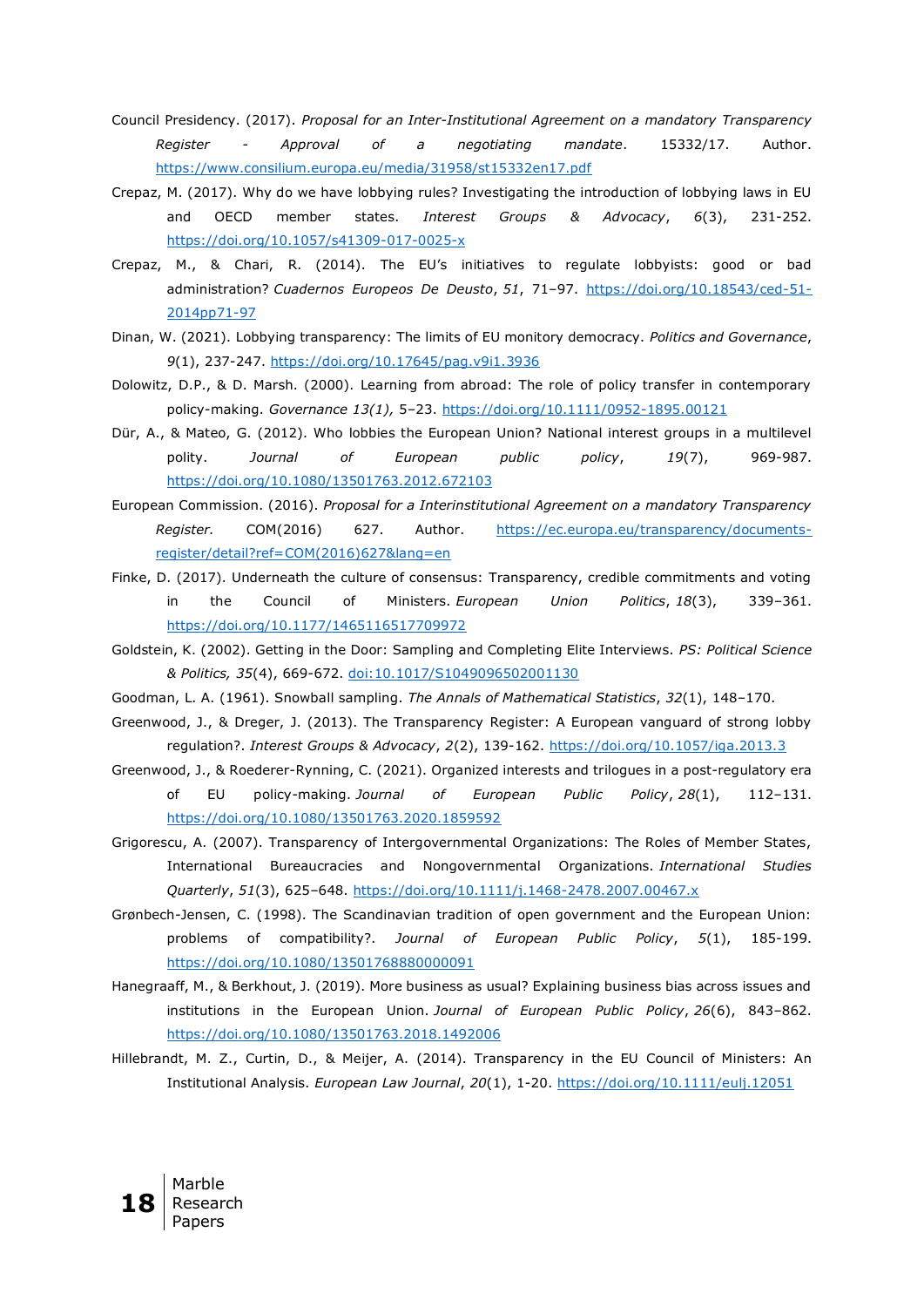Council Presidency. (2017). *Proposal for an Inter-Institutional Agreement on a mandatory Transparency Register - Approval of a negotiating mandate*. 15332/17. Author. https://www.consilium.europa.eu/media/31958/st15332en17.pdf

Crepaz, M. (2017). Why do we have lobbying rules? Investigating the introduction of lobbying laws in EU and OECD member states. *Interest Groups & Advocacy*, *6*(3), 231-252. https://doi.org/10.1057/s41309-017-0025-x

Crepaz, M., & Chari, R. (2014). The EU's initiatives to regulate lobbyists: good or bad administration? *Cuadernos Europeos De Deusto*, *51*, 71–97. https://doi.org/10.18543/ced-51-2014pp71-97

Dinan, W. (2021). Lobbying transparency: The limits of EU monitory democracy. *Politics and Governance*, *9*(1), 237-247. https://doi.org/10.17645/pag.v9i1.3936

Dolowitz, D.P., & D. Marsh. (2000). Learning from abroad: The role of policy transfer in contemporary policy-making. *Governance 13(1),* 5–23. https://doi.org/10.1111/0952-1895.00121

Dür, A., & Mateo, G. (2012). Who lobbies the European Union? National interest groups in a multilevel polity. *Journal of European public policy*, *19*(7), 969-987. https://doi.org/10.1080/13501763.2012.672103

European Commission. (2016). *Proposal for a Interinstitutional Agreement on a mandatory Transparency Register.* COM(2016) 627. Author. https://ec.europa.eu/transparency/documents-register/detail?ref=COM(2016)627&lang=en

Finke, D. (2017). Underneath the culture of consensus: Transparency, credible commitments and voting in the Council of Ministers. *European Union Politics*, *18*(3), 339–361. https://doi.org/10.1177/1465116517709972

Goldstein, K. (2002). Getting in the Door: Sampling and Completing Elite Interviews. *PS: Political Science & Politics, 35*(4), 669-672. doi:10.1017/S1049096502001130

Goodman, L. A. (1961). Snowball sampling. *The Annals of Mathematical Statistics*, *32*(1), 148–170.

Greenwood, J., & Dreger, J. (2013). The Transparency Register: A European vanguard of strong lobby regulation?. *Interest Groups & Advocacy*, *2*(2), 139-162. https://doi.org/10.1057/iga.2013.3

Greenwood, J., & Roederer-Rynning, C. (2021). Organized interests and trilogues in a post-regulatory era of EU policy-making. *Journal of European Public Policy*, *28*(1), 112–131. https://doi.org/10.1080/13501763.2020.1859592

Grigorescu, A. (2007). Transparency of Intergovernmental Organizations: The Roles of Member States, International Bureaucracies and Nongovernmental Organizations. *International Studies Quarterly*, *51*(3), 625–648. https://doi.org/10.1111/j.1468-2478.2007.00467.x

Grønbech-Jensen, C. (1998). The Scandinavian tradition of open government and the European Union: problems of compatibility?. *Journal of European Public Policy*, *5*(1), 185-199. https://doi.org/10.1080/13501768880000091

Hanegraaff, M., & Berkhout, J. (2019). More business as usual? Explaining business bias across issues and institutions in the European Union. *Journal of European Public Policy*, *26*(6), 843–862. https://doi.org/10.1080/13501763.2018.1492006

Hillebrandt, M. Z., Curtin, D., & Meijer, A. (2014). Transparency in the EU Council of Ministers: An Institutional Analysis. *European Law Journal*, *20*(1), 1-20. https://doi.org/10.1111/eulj.12051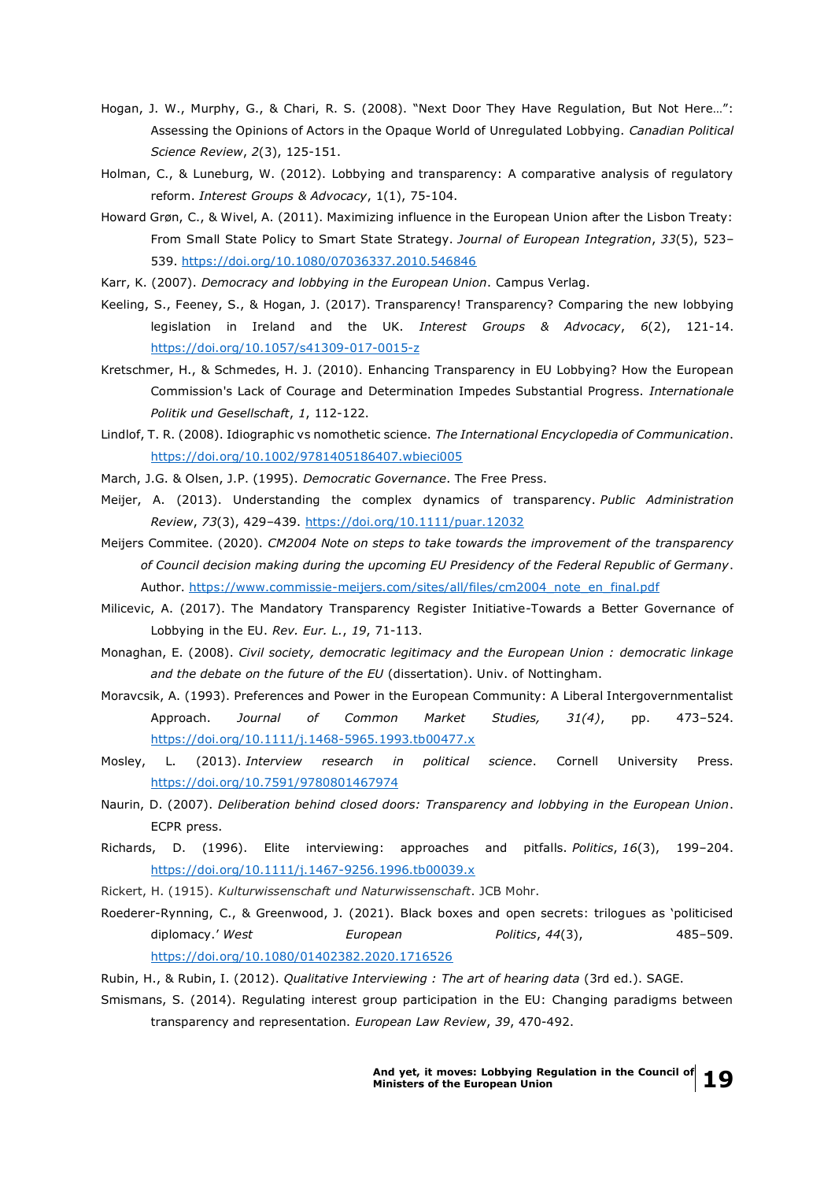Hogan, J. W., Murphy, G., & Chari, R. S. (2008). "Next Door They Have Regulation, But Not Here…": Assessing the Opinions of Actors in the Opaque World of Unregulated Lobbying. *Canadian Political Science Review*, *2*(3), 125-151.

Holman, C., & Luneburg, W. (2012). Lobbying and transparency: A comparative analysis of regulatory reform. *Interest Groups & Advocacy*, 1(1), 75-104.

Howard Grøn, C., & Wivel, A. (2011). Maximizing influence in the European Union after the Lisbon Treaty: From Small State Policy to Smart State Strategy. *Journal of European Integration*, *33*(5), 523–539. https://doi.org/10.1080/07036337.2010.546846

Karr, K. (2007). *Democracy and lobbying in the European Union*. Campus Verlag.

Keeling, S., Feeney, S., & Hogan, J. (2017). Transparency! Transparency? Comparing the new lobbying legislation in Ireland and the UK. *Interest Groups & Advocacy*, *6*(2), 121-14. https://doi.org/10.1057/s41309-017-0015-z

Kretschmer, H., & Schmedes, H. J. (2010). Enhancing Transparency in EU Lobbying? How the European Commission's Lack of Courage and Determination Impedes Substantial Progress. *Internationale Politik und Gesellschaft*, *1*, 112-122.

Lindlof, T. R. (2008). Idiographic vs nomothetic science. *The International Encyclopedia of Communication*. https://doi.org/10.1002/9781405186407.wbieci005

March, J.G. & Olsen, J.P. (1995). *Democratic Governance*. The Free Press.

Meijer, A. (2013). Understanding the complex dynamics of transparency. *Public Administration Review*, *73*(3), 429–439. https://doi.org/10.1111/puar.12032

Meijers Commitee. (2020). *CM2004 Note on steps to take towards the improvement of the transparency of Council decision making during the upcoming EU Presidency of the Federal Republic of Germany*. Author. https://www.commissie-meijers.com/sites/all/files/cm2004_note_en_final.pdf

Milicevic, A. (2017). The Mandatory Transparency Register Initiative-Towards a Better Governance of Lobbying in the EU. *Rev. Eur. L.*, *19*, 71-113.

Monaghan, E. (2008). *Civil society, democratic legitimacy and the European Union : democratic linkage and the debate on the future of the EU* (dissertation). Univ. of Nottingham.

Moravcsik, A. (1993). Preferences and Power in the European Community: A Liberal Intergovernmentalist Approach. *Journal of Common Market Studies, 31(4)*, pp. 473–524. https://doi.org/10.1111/j.1468-5965.1993.tb00477.x

Mosley, L. (2013). *Interview research in political science*. Cornell University Press. https://doi.org/10.7591/9780801467974

Naurin, D. (2007). *Deliberation behind closed doors: Transparency and lobbying in the European Union*. ECPR press.

Richards, D. (1996). Elite interviewing: approaches and pitfalls. *Politics*, *16*(3), 199–204. https://doi.org/10.1111/j.1467-9256.1996.tb00039.x

Rickert, H. (1915). *Kulturwissenschaft und Naturwissenschaft*. JCB Mohr.

Roederer-Rynning, C., & Greenwood, J. (2021). Black boxes and open secrets: trilogues as 'politicised diplomacy.' *West European Politics*, *44*(3), 485–509. https://doi.org/10.1080/01402382.2020.1716526

Rubin, H., & Rubin, I. (2012). *Qualitative Interviewing : The art of hearing data* (3rd ed.). SAGE.

Smismans, S. (2014). Regulating interest group participation in the EU: Changing paradigms between transparency and representation. *European Law Review*, *39*, 470-492.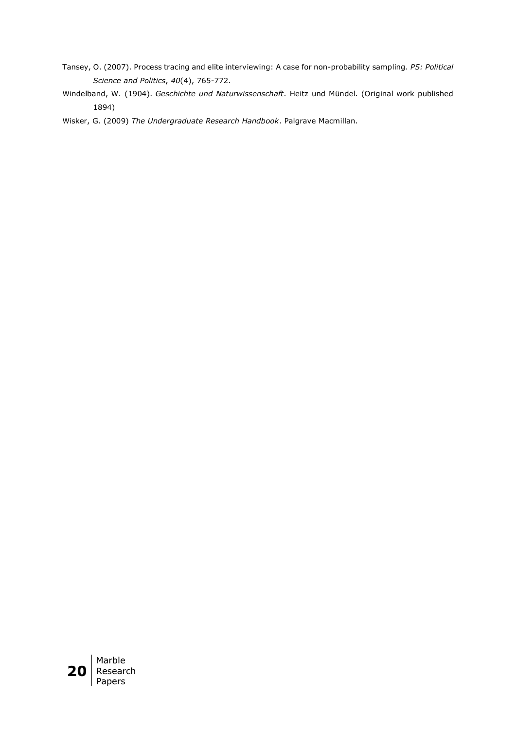Tansey, O. (2007). Process tracing and elite interviewing: A case for non-probability sampling. *PS: Political Science and Politics*, *40*(4), 765-772.

Windelband, W. (1904). *Geschichte und Naturwissenschaft*. Heitz und Mündel. (Original work published 1894)

Wisker, G. (2009) *The Undergraduate Research Handbook*. Palgrave Macmillan.